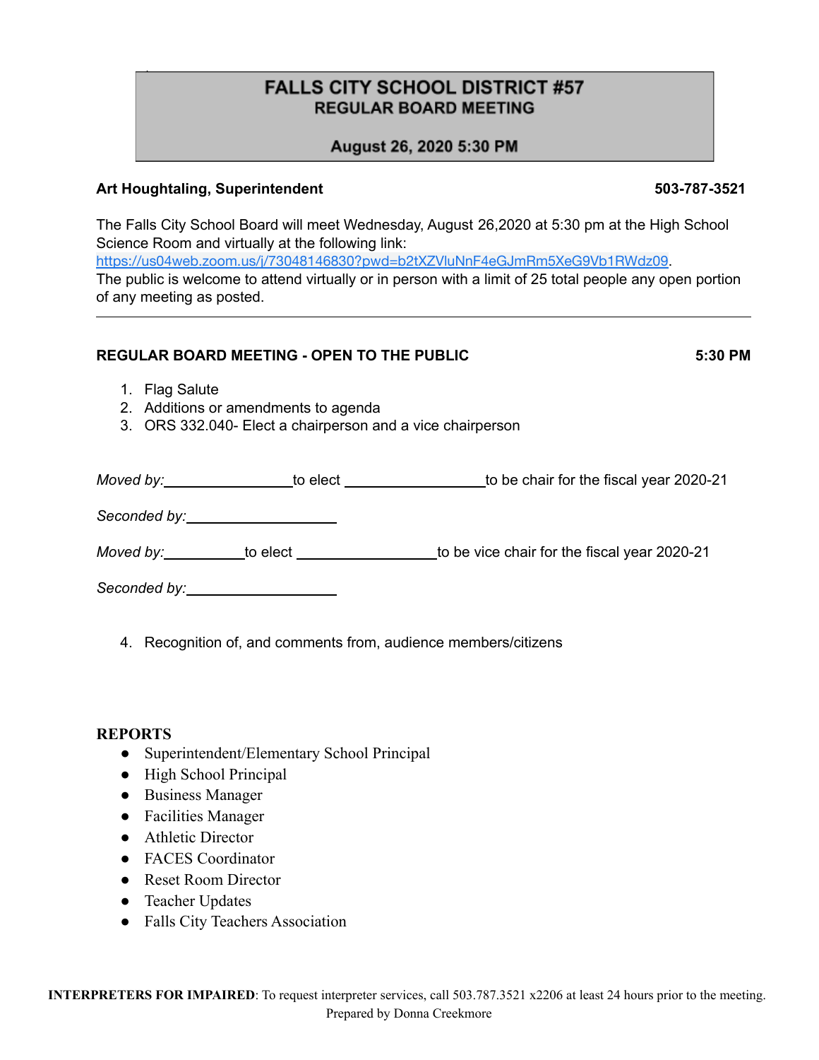# FALLS CITY SCHOOL DISTRICT #57
## REGULAR BOARD MEETING

**August 26, 2020 5:30 PM**

**Art Houghtaling, Superintendent** **503-787-3521**

The Falls City School Board will meet Wednesday, August 26,2020 at 5:30 pm at the High School Science Room and virtually at the following link: https://us04web.zoom.us/j/73048146830?pwd=b2tXZVluNnF4eGJmRm5XeG9Vb1RWdz09.
The public is welcome to attend virtually or in person with a limit of 25 total people any open portion of any meeting as posted.

---

**REGULAR BOARD MEETING - OPEN TO THE PUBLIC** **5:30 PM**

1. Flag Salute
2. Additions or amendments to agenda
3. ORS 332.040- Elect a chairperson and a vice chairperson

*Moved by:*________________to elect __________________to be chair for the fiscal year 2020-21

*Seconded by:*___________________

*Moved by:*__________to elect __________________to be vice chair for the fiscal year 2020-21

*Seconded by:*___________________

4. Recognition of, and comments from, audience members/citizens

**REPORTS**

- Superintendent/Elementary School Principal
- High School Principal
- Business Manager
- Facilities Manager
- Athletic Director
- FACES Coordinator
- Reset Room Director
- Teacher Updates
- Falls City Teachers Association

**INTERPRETERS FOR IMPAIRED**: To request interpreter services, call 503.787.3521 x2206 at least 24 hours prior to the meeting.
Prepared by Donna Creekmore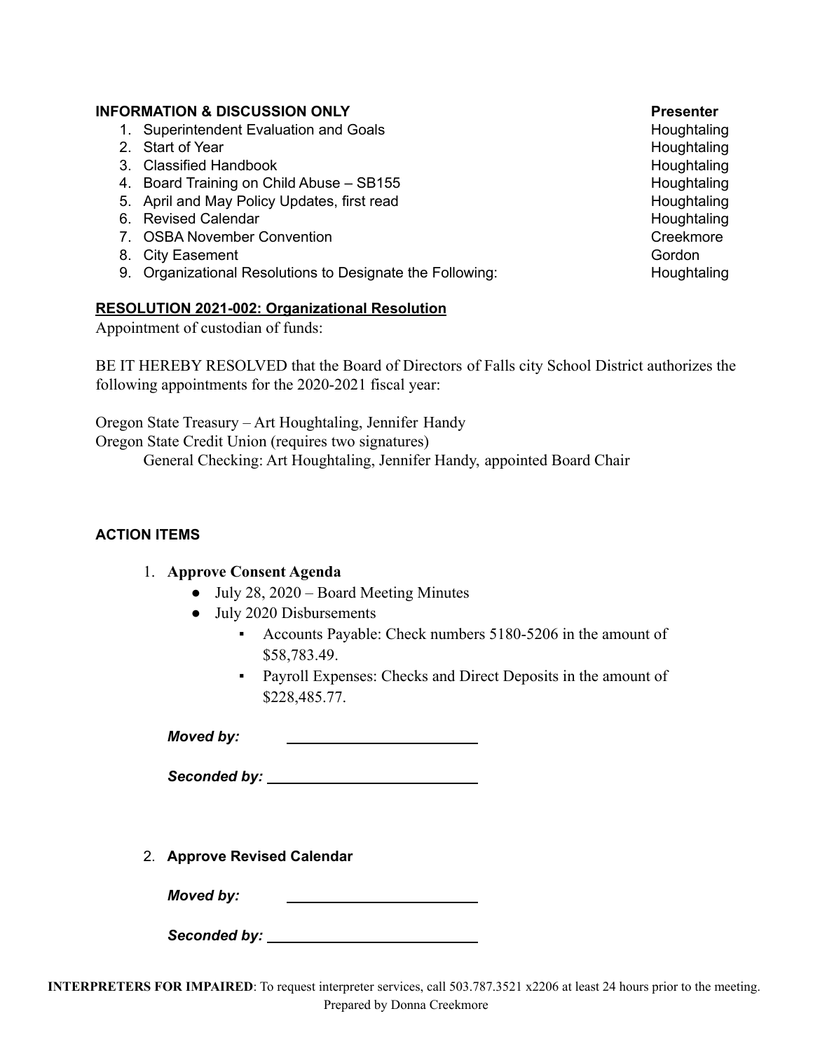**INFORMATION & DISCUSSION ONLY** **Presenter**

1. Superintendent Evaluation and Goals — Houghtaling
2. Start of Year — Houghtaling
3. Classified Handbook — Houghtaling
4. Board Training on Child Abuse – SB155 — Houghtaling
5. April and May Policy Updates, first read — Houghtaling
6. Revised Calendar — Houghtaling
7. OSBA November Convention — Creekmore
8. City Easement — Gordon
9. Organizational Resolutions to Designate the Following: — Houghtaling

**RESOLUTION 2021-002: Organizational Resolution**

Appointment of custodian of funds:

BE IT HEREBY RESOLVED that the Board of Directors of Falls city School District authorizes the following appointments for the 2020-2021 fiscal year:

Oregon State Treasury – Art Houghtaling, Jennifer Handy
Oregon State Credit Union (requires two signatures)
General Checking: Art Houghtaling, Jennifer Handy, appointed Board Chair

**ACTION ITEMS**

1. **Approve Consent Agenda**
   - July 28, 2020 – Board Meeting Minutes
   - July 2020 Disbursements
     - Accounts Payable: Check numbers 5180-5206 in the amount of $58,783.49.
     - Payroll Expenses: Checks and Direct Deposits in the amount of $228,485.77.

   ***Moved by:*** ________________________

   ***Seconded by:*** ________________________

2. **Approve Revised Calendar**

   ***Moved by:*** ________________________

   ***Seconded by:*** ________________________

**INTERPRETERS FOR IMPAIRED**: To request interpreter services, call 503.787.3521 x2206 at least 24 hours prior to the meeting.
Prepared by Donna Creekmore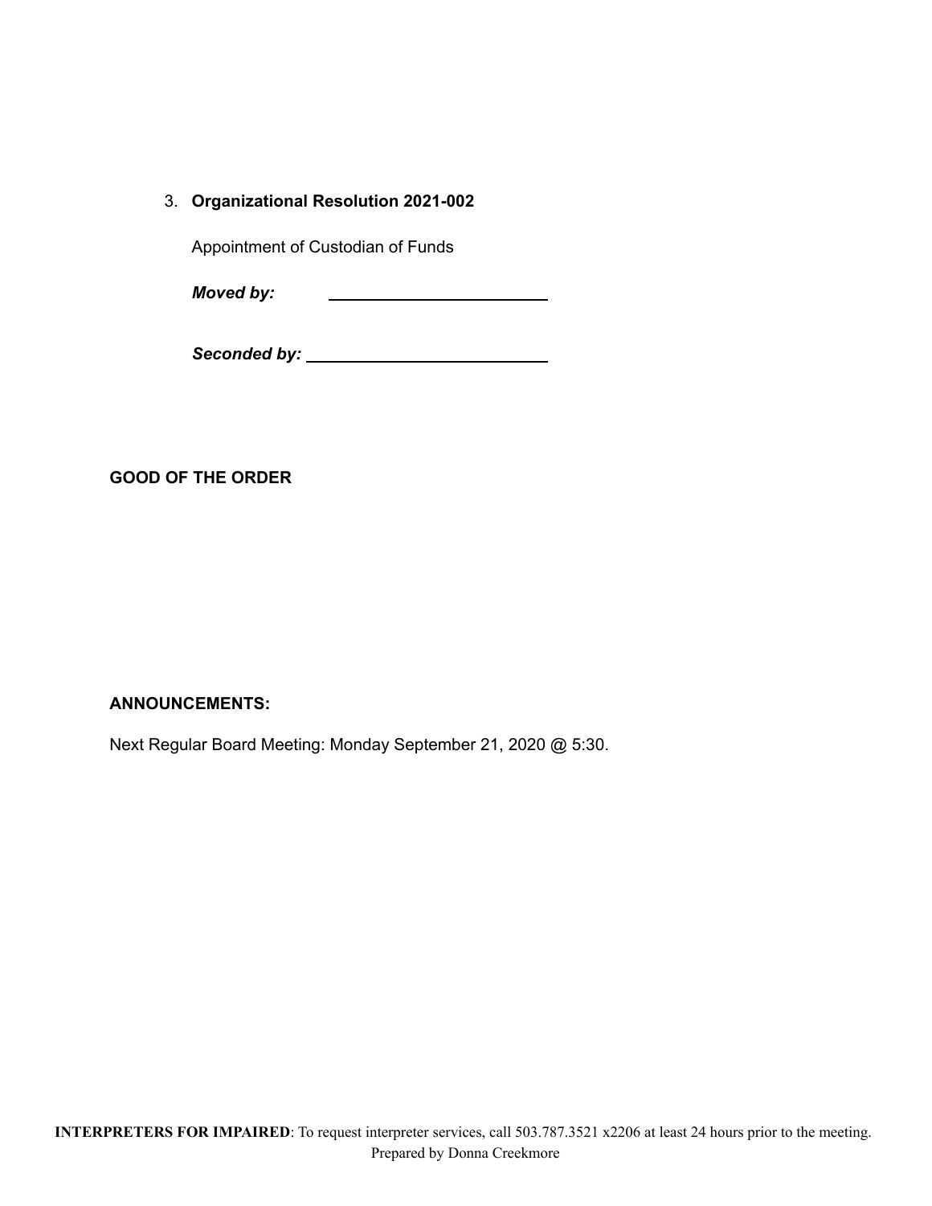3. **Organizational Resolution 2021-002**

   Appointment of Custodian of Funds

   ***Moved by:*** ________________________

   ***Seconded by:*** ________________________

**GOOD OF THE ORDER**

**ANNOUNCEMENTS:**

Next Regular Board Meeting: Monday September 21, 2020 @ 5:30.

**INTERPRETERS FOR IMPAIRED**: To request interpreter services, call 503.787.3521 x2206 at least 24 hours prior to the meeting.

Prepared by Donna Creekmore